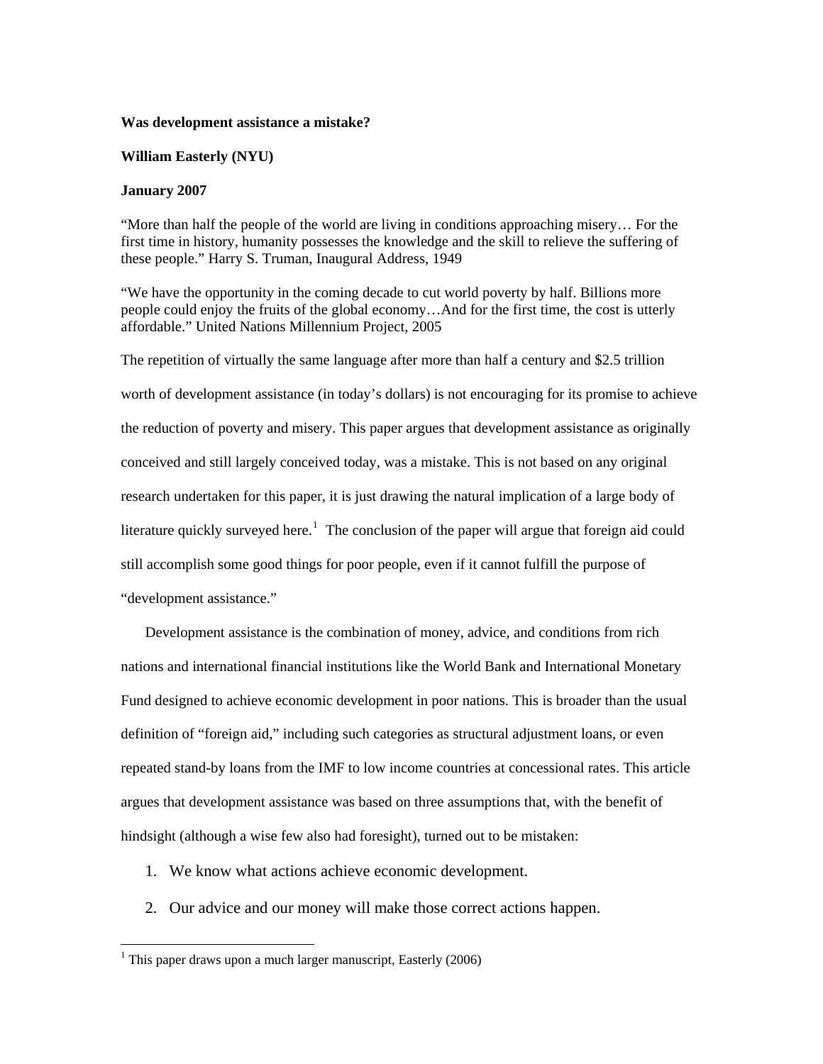**Was development assistance a mistake?**

**William Easterly (NYU)**

**January 2007**

"More than half the people of the world are living in conditions approaching misery… For the first time in history, humanity possesses the knowledge and the skill to relieve the suffering of these people." Harry S. Truman, Inaugural Address, 1949

"We have the opportunity in the coming decade to cut world poverty by half. Billions more people could enjoy the fruits of the global economy…And for the first time, the cost is utterly affordable." United Nations Millennium Project, 2005

The repetition of virtually the same language after more than half a century and $2.5 trillion worth of development assistance (in today's dollars) is not encouraging for its promise to achieve the reduction of poverty and misery. This paper argues that development assistance as originally conceived and still largely conceived today, was a mistake. This is not based on any original research undertaken for this paper, it is just drawing the natural implication of a large body of literature quickly surveyed here.[1] The conclusion of the paper will argue that foreign aid could still accomplish some good things for poor people, even if it cannot fulfill the purpose of "development assistance."

Development assistance is the combination of money, advice, and conditions from rich nations and international financial institutions like the World Bank and International Monetary Fund designed to achieve economic development in poor nations. This is broader than the usual definition of "foreign aid," including such categories as structural adjustment loans, or even repeated stand-by loans from the IMF to low income countries at concessional rates. This article argues that development assistance was based on three assumptions that, with the benefit of hindsight (although a wise few also had foresight), turned out to be mistaken:

1. We know what actions achieve economic development.
2. Our advice and our money will make those correct actions happen.

[1] This paper draws upon a much larger manuscript, Easterly (2006)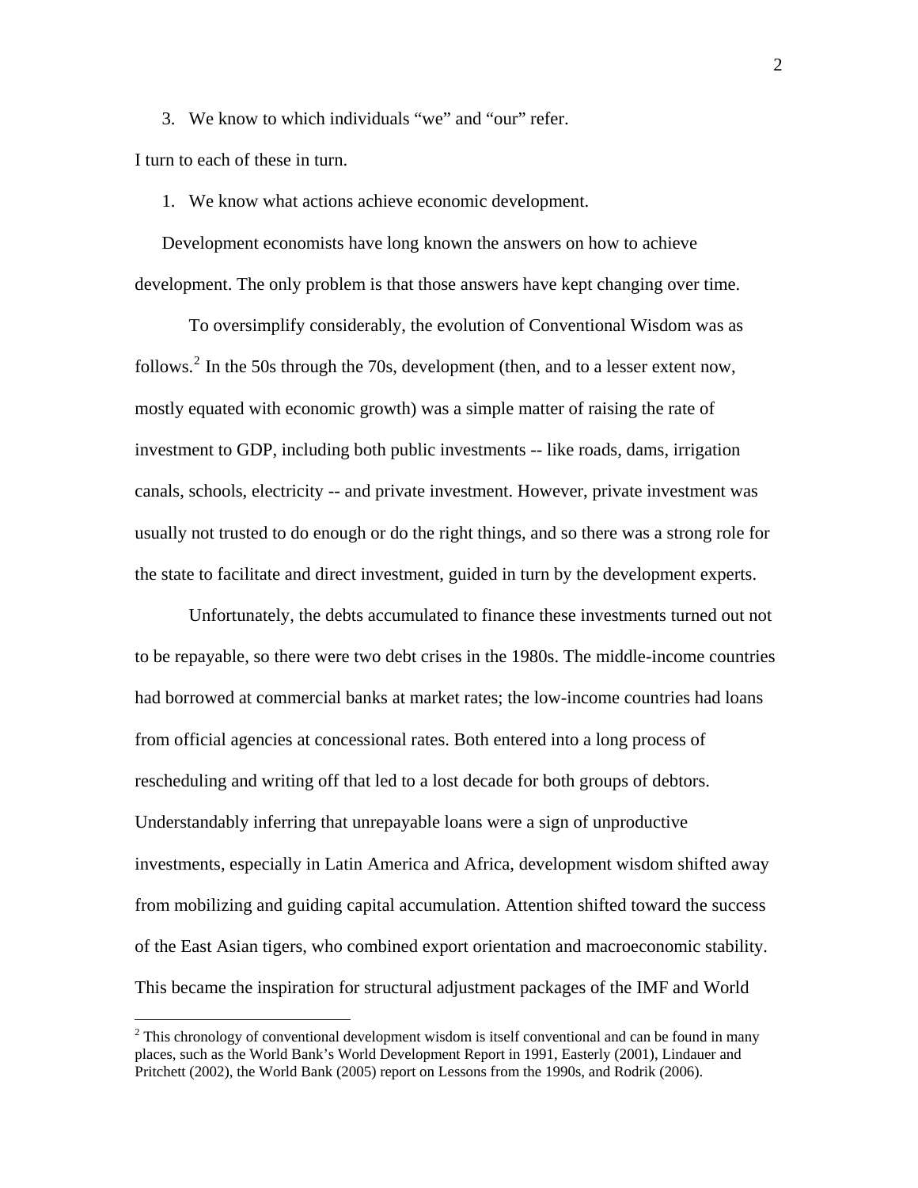3. We know to which individuals "we" and "our" refer.

I turn to each of these in turn.

1. We know what actions achieve economic development.

Development economists have long known the answers on how to achieve development. The only problem is that those answers have kept changing over time.

To oversimplify considerably, the evolution of Conventional Wisdom was as follows.[2] In the 50s through the 70s, development (then, and to a lesser extent now, mostly equated with economic growth) was a simple matter of raising the rate of investment to GDP, including both public investments -- like roads, dams, irrigation canals, schools, electricity -- and private investment. However, private investment was usually not trusted to do enough or do the right things, and so there was a strong role for the state to facilitate and direct investment, guided in turn by the development experts.

Unfortunately, the debts accumulated to finance these investments turned out not to be repayable, so there were two debt crises in the 1980s. The middle-income countries had borrowed at commercial banks at market rates; the low-income countries had loans from official agencies at concessional rates. Both entered into a long process of rescheduling and writing off that led to a lost decade for both groups of debtors. Understandably inferring that unrepayable loans were a sign of unproductive investments, especially in Latin America and Africa, development wisdom shifted away from mobilizing and guiding capital accumulation. Attention shifted toward the success of the East Asian tigers, who combined export orientation and macroeconomic stability. This became the inspiration for structural adjustment packages of the IMF and World

[2] This chronology of conventional development wisdom is itself conventional and can be found in many places, such as the World Bank's World Development Report in 1991, Easterly (2001), Lindauer and Pritchett (2002), the World Bank (2005) report on Lessons from the 1990s, and Rodrik (2006).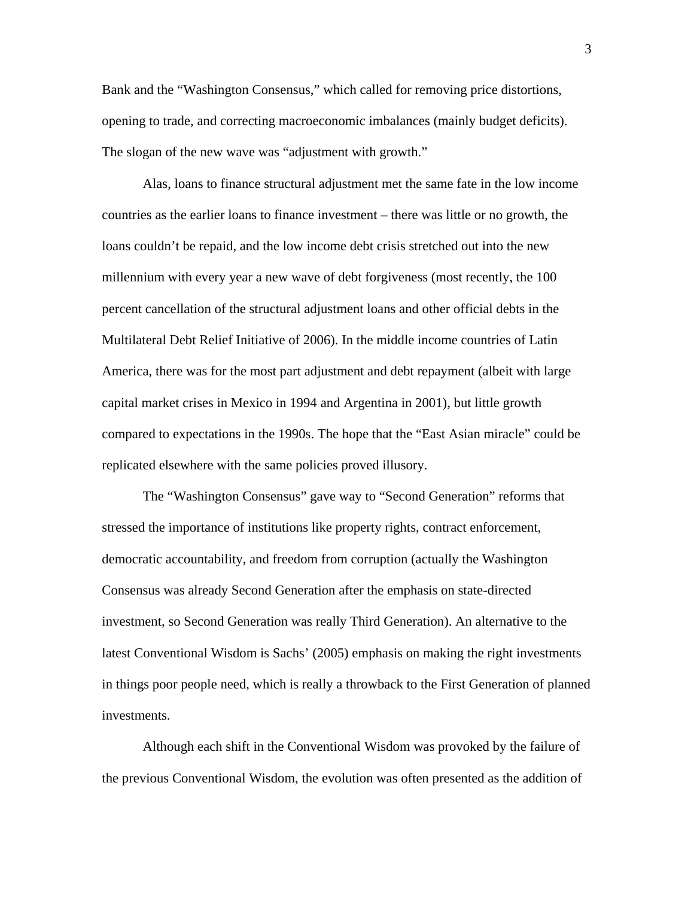Bank and the "Washington Consensus," which called for removing price distortions, opening to trade, and correcting macroeconomic imbalances (mainly budget deficits). The slogan of the new wave was "adjustment with growth."

Alas, loans to finance structural adjustment met the same fate in the low income countries as the earlier loans to finance investment – there was little or no growth, the loans couldn't be repaid, and the low income debt crisis stretched out into the new millennium with every year a new wave of debt forgiveness (most recently, the 100 percent cancellation of the structural adjustment loans and other official debts in the Multilateral Debt Relief Initiative of 2006). In the middle income countries of Latin America, there was for the most part adjustment and debt repayment (albeit with large capital market crises in Mexico in 1994 and Argentina in 2001), but little growth compared to expectations in the 1990s. The hope that the "East Asian miracle" could be replicated elsewhere with the same policies proved illusory.

The "Washington Consensus" gave way to "Second Generation" reforms that stressed the importance of institutions like property rights, contract enforcement, democratic accountability, and freedom from corruption (actually the Washington Consensus was already Second Generation after the emphasis on state-directed investment, so Second Generation was really Third Generation). An alternative to the latest Conventional Wisdom is Sachs' (2005) emphasis on making the right investments in things poor people need, which is really a throwback to the First Generation of planned investments.

Although each shift in the Conventional Wisdom was provoked by the failure of the previous Conventional Wisdom, the evolution was often presented as the addition of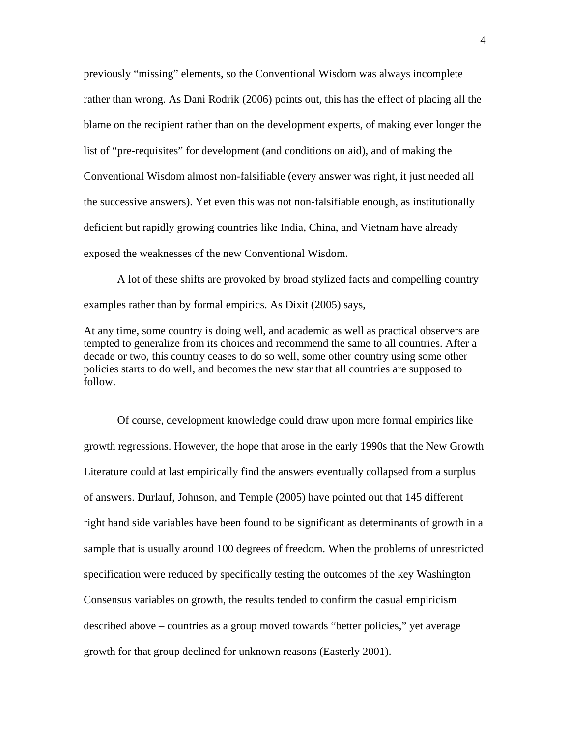previously "missing" elements, so the Conventional Wisdom was always incomplete rather than wrong. As Dani Rodrik (2006) points out, this has the effect of placing all the blame on the recipient rather than on the development experts, of making ever longer the list of "pre-requisites" for development (and conditions on aid), and of making the Conventional Wisdom almost non-falsifiable (every answer was right, it just needed all the successive answers). Yet even this was not non-falsifiable enough, as institutionally deficient but rapidly growing countries like India, China, and Vietnam have already exposed the weaknesses of the new Conventional Wisdom.

A lot of these shifts are provoked by broad stylized facts and compelling country examples rather than by formal empirics. As Dixit (2005) says,

> At any time, some country is doing well, and academic as well as practical observers are tempted to generalize from its choices and recommend the same to all countries. After a decade or two, this country ceases to do so well, some other country using some other policies starts to do well, and becomes the new star that all countries are supposed to follow.

Of course, development knowledge could draw upon more formal empirics like growth regressions. However, the hope that arose in the early 1990s that the New Growth Literature could at last empirically find the answers eventually collapsed from a surplus of answers. Durlauf, Johnson, and Temple (2005) have pointed out that 145 different right hand side variables have been found to be significant as determinants of growth in a sample that is usually around 100 degrees of freedom. When the problems of unrestricted specification were reduced by specifically testing the outcomes of the key Washington Consensus variables on growth, the results tended to confirm the casual empiricism described above – countries as a group moved towards "better policies," yet average growth for that group declined for unknown reasons (Easterly 2001).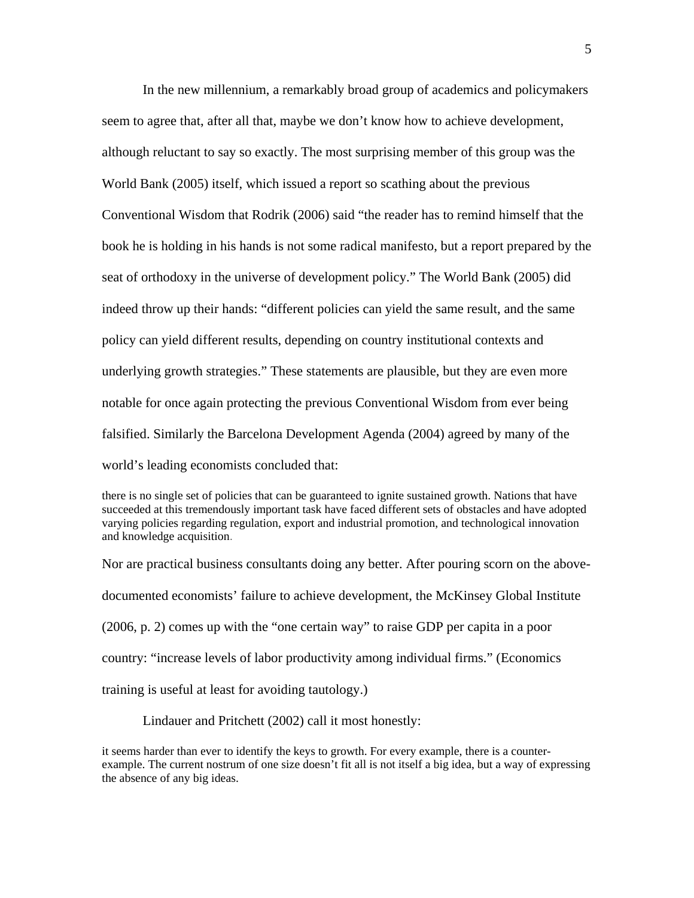In the new millennium, a remarkably broad group of academics and policymakers seem to agree that, after all that, maybe we don't know how to achieve development, although reluctant to say so exactly. The most surprising member of this group was the World Bank (2005) itself, which issued a report so scathing about the previous Conventional Wisdom that Rodrik (2006) said "the reader has to remind himself that the book he is holding in his hands is not some radical manifesto, but a report prepared by the seat of orthodoxy in the universe of development policy." The World Bank (2005) did indeed throw up their hands: "different policies can yield the same result, and the same policy can yield different results, depending on country institutional contexts and underlying growth strategies." These statements are plausible, but they are even more notable for once again protecting the previous Conventional Wisdom from ever being falsified. Similarly the Barcelona Development Agenda (2004) agreed by many of the world's leading economists concluded that:

> there is no single set of policies that can be guaranteed to ignite sustained growth. Nations that have succeeded at this tremendously important task have faced different sets of obstacles and have adopted varying policies regarding regulation, export and industrial promotion, and technological innovation and knowledge acquisition.

Nor are practical business consultants doing any better. After pouring scorn on the above-documented economists' failure to achieve development, the McKinsey Global Institute (2006, p. 2) comes up with the "one certain way" to raise GDP per capita in a poor country: "increase levels of labor productivity among individual firms." (Economics training is useful at least for avoiding tautology.)

Lindauer and Pritchett (2002) call it most honestly:

> it seems harder than ever to identify the keys to growth. For every example, there is a counter-example. The current nostrum of one size doesn't fit all is not itself a big idea, but a way of expressing the absence of any big ideas.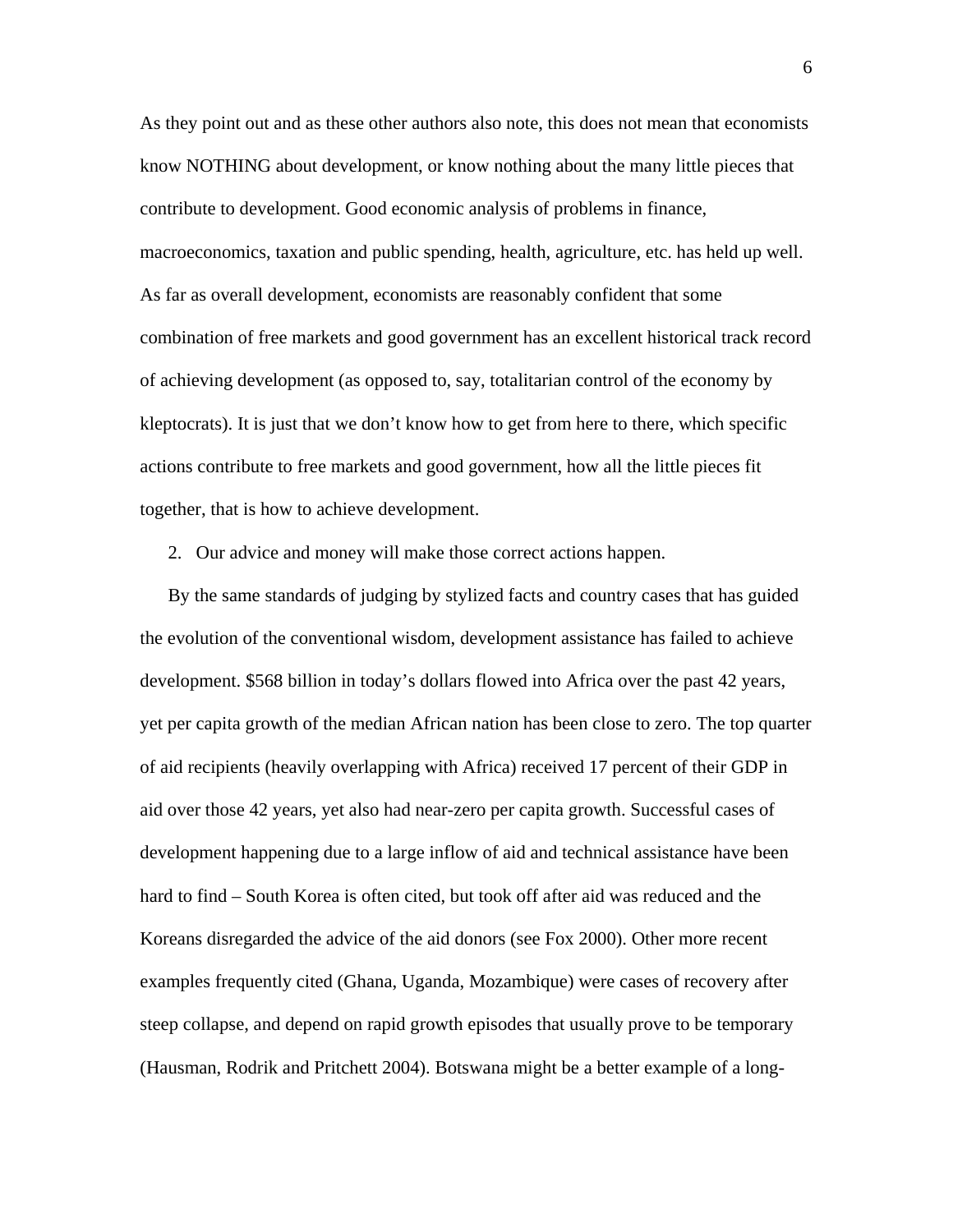As they point out and as these other authors also note, this does not mean that economists know NOTHING about development, or know nothing about the many little pieces that contribute to development. Good economic analysis of problems in finance, macroeconomics, taxation and public spending, health, agriculture, etc. has held up well. As far as overall development, economists are reasonably confident that some combination of free markets and good government has an excellent historical track record of achieving development (as opposed to, say, totalitarian control of the economy by kleptocrats). It is just that we don't know how to get from here to there, which specific actions contribute to free markets and good government, how all the little pieces fit together, that is how to achieve development.

2. Our advice and money will make those correct actions happen.

By the same standards of judging by stylized facts and country cases that has guided the evolution of the conventional wisdom, development assistance has failed to achieve development. $568 billion in today's dollars flowed into Africa over the past 42 years, yet per capita growth of the median African nation has been close to zero. The top quarter of aid recipients (heavily overlapping with Africa) received 17 percent of their GDP in aid over those 42 years, yet also had near-zero per capita growth. Successful cases of development happening due to a large inflow of aid and technical assistance have been hard to find – South Korea is often cited, but took off after aid was reduced and the Koreans disregarded the advice of the aid donors (see Fox 2000). Other more recent examples frequently cited (Ghana, Uganda, Mozambique) were cases of recovery after steep collapse, and depend on rapid growth episodes that usually prove to be temporary (Hausman, Rodrik and Pritchett 2004). Botswana might be a better example of a long-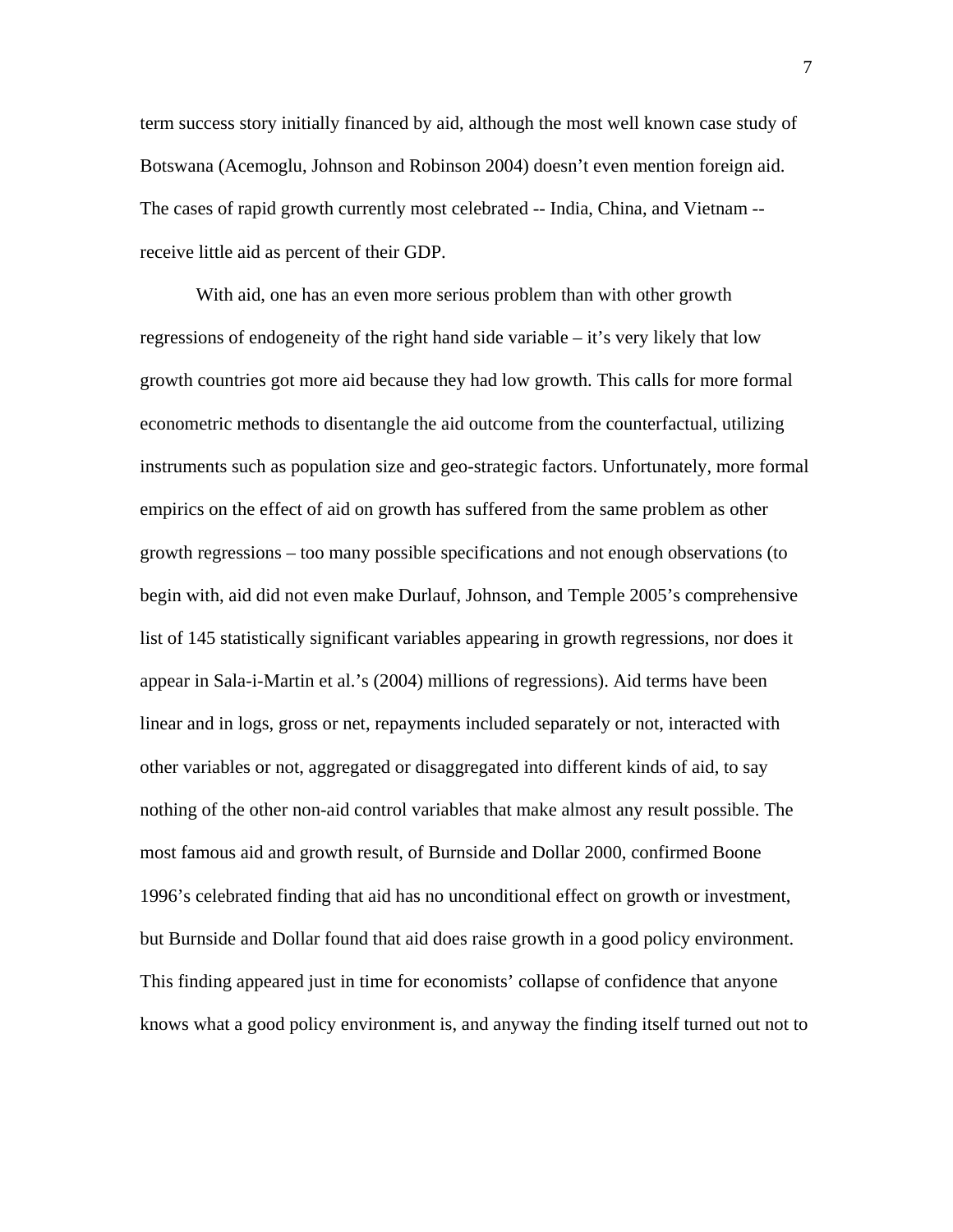term success story initially financed by aid, although the most well known case study of Botswana (Acemoglu, Johnson and Robinson 2004) doesn't even mention foreign aid. The cases of rapid growth currently most celebrated -- India, China, and Vietnam -- receive little aid as percent of their GDP.

With aid, one has an even more serious problem than with other growth regressions of endogeneity of the right hand side variable – it's very likely that low growth countries got more aid because they had low growth. This calls for more formal econometric methods to disentangle the aid outcome from the counterfactual, utilizing instruments such as population size and geo-strategic factors. Unfortunately, more formal empirics on the effect of aid on growth has suffered from the same problem as other growth regressions – too many possible specifications and not enough observations (to begin with, aid did not even make Durlauf, Johnson, and Temple 2005's comprehensive list of 145 statistically significant variables appearing in growth regressions, nor does it appear in Sala-i-Martin et al.'s (2004) millions of regressions). Aid terms have been linear and in logs, gross or net, repayments included separately or not, interacted with other variables or not, aggregated or disaggregated into different kinds of aid, to say nothing of the other non-aid control variables that make almost any result possible. The most famous aid and growth result, of Burnside and Dollar 2000, confirmed Boone 1996's celebrated finding that aid has no unconditional effect on growth or investment, but Burnside and Dollar found that aid does raise growth in a good policy environment. This finding appeared just in time for economists' collapse of confidence that anyone knows what a good policy environment is, and anyway the finding itself turned out not to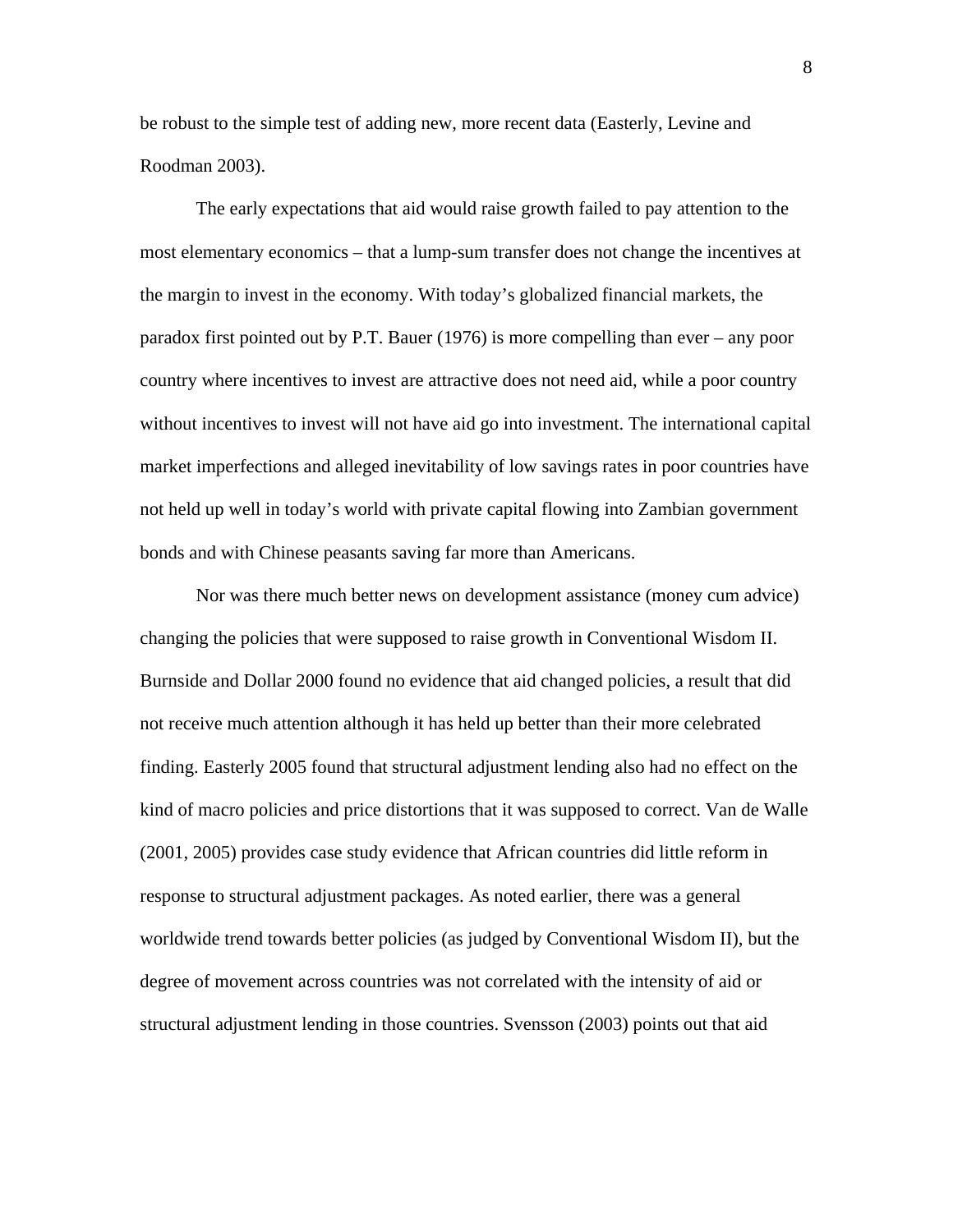be robust to the simple test of adding new, more recent data (Easterly, Levine and Roodman 2003).

The early expectations that aid would raise growth failed to pay attention to the most elementary economics – that a lump-sum transfer does not change the incentives at the margin to invest in the economy. With today's globalized financial markets, the paradox first pointed out by P.T. Bauer (1976) is more compelling than ever – any poor country where incentives to invest are attractive does not need aid, while a poor country without incentives to invest will not have aid go into investment. The international capital market imperfections and alleged inevitability of low savings rates in poor countries have not held up well in today's world with private capital flowing into Zambian government bonds and with Chinese peasants saving far more than Americans.

Nor was there much better news on development assistance (money cum advice) changing the policies that were supposed to raise growth in Conventional Wisdom II. Burnside and Dollar 2000 found no evidence that aid changed policies, a result that did not receive much attention although it has held up better than their more celebrated finding. Easterly 2005 found that structural adjustment lending also had no effect on the kind of macro policies and price distortions that it was supposed to correct. Van de Walle (2001, 2005) provides case study evidence that African countries did little reform in response to structural adjustment packages. As noted earlier, there was a general worldwide trend towards better policies (as judged by Conventional Wisdom II), but the degree of movement across countries was not correlated with the intensity of aid or structural adjustment lending in those countries. Svensson (2003) points out that aid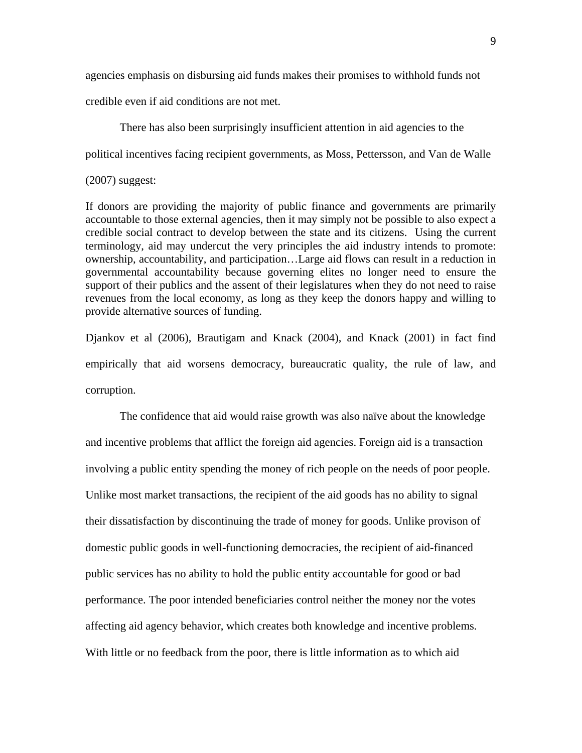agencies emphasis on disbursing aid funds makes their promises to withhold funds not credible even if aid conditions are not met.

There has also been surprisingly insufficient attention in aid agencies to the political incentives facing recipient governments, as Moss, Pettersson, and Van de Walle (2007) suggest:

> If donors are providing the majority of public finance and governments are primarily accountable to those external agencies, then it may simply not be possible to also expect a credible social contract to develop between the state and its citizens. Using the current terminology, aid may undercut the very principles the aid industry intends to promote: ownership, accountability, and participation…Large aid flows can result in a reduction in governmental accountability because governing elites no longer need to ensure the support of their publics and the assent of their legislatures when they do not need to raise revenues from the local economy, as long as they keep the donors happy and willing to provide alternative sources of funding.

Djankov et al (2006), Brautigam and Knack (2004), and Knack (2001) in fact find empirically that aid worsens democracy, bureaucratic quality, the rule of law, and corruption.

The confidence that aid would raise growth was also naïve about the knowledge and incentive problems that afflict the foreign aid agencies. Foreign aid is a transaction involving a public entity spending the money of rich people on the needs of poor people. Unlike most market transactions, the recipient of the aid goods has no ability to signal their dissatisfaction by discontinuing the trade of money for goods. Unlike provison of domestic public goods in well-functioning democracies, the recipient of aid-financed public services has no ability to hold the public entity accountable for good or bad performance. The poor intended beneficiaries control neither the money nor the votes affecting aid agency behavior, which creates both knowledge and incentive problems. With little or no feedback from the poor, there is little information as to which aid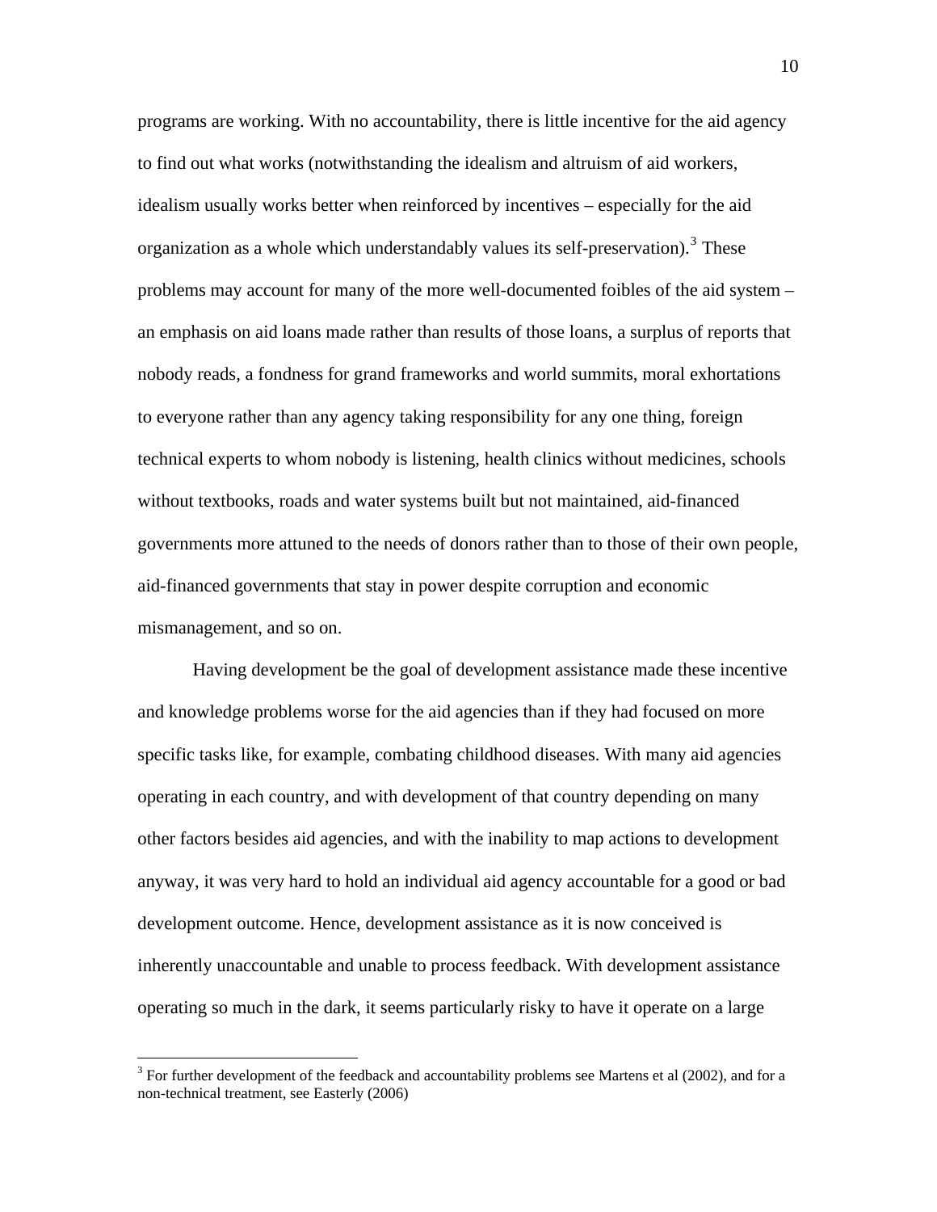programs are working. With no accountability, there is little incentive for the aid agency to find out what works (notwithstanding the idealism and altruism of aid workers, idealism usually works better when reinforced by incentives – especially for the aid organization as a whole which understandably values its self-preservation).[3] These problems may account for many of the more well-documented foibles of the aid system – an emphasis on aid loans made rather than results of those loans, a surplus of reports that nobody reads, a fondness for grand frameworks and world summits, moral exhortations to everyone rather than any agency taking responsibility for any one thing, foreign technical experts to whom nobody is listening, health clinics without medicines, schools without textbooks, roads and water systems built but not maintained, aid-financed governments more attuned to the needs of donors rather than to those of their own people, aid-financed governments that stay in power despite corruption and economic mismanagement, and so on.

Having development be the goal of development assistance made these incentive and knowledge problems worse for the aid agencies than if they had focused on more specific tasks like, for example, combating childhood diseases. With many aid agencies operating in each country, and with development of that country depending on many other factors besides aid agencies, and with the inability to map actions to development anyway, it was very hard to hold an individual aid agency accountable for a good or bad development outcome. Hence, development assistance as it is now conceived is inherently unaccountable and unable to process feedback. With development assistance operating so much in the dark, it seems particularly risky to have it operate on a large

[3] For further development of the feedback and accountability problems see Martens et al (2002), and for a non-technical treatment, see Easterly (2006)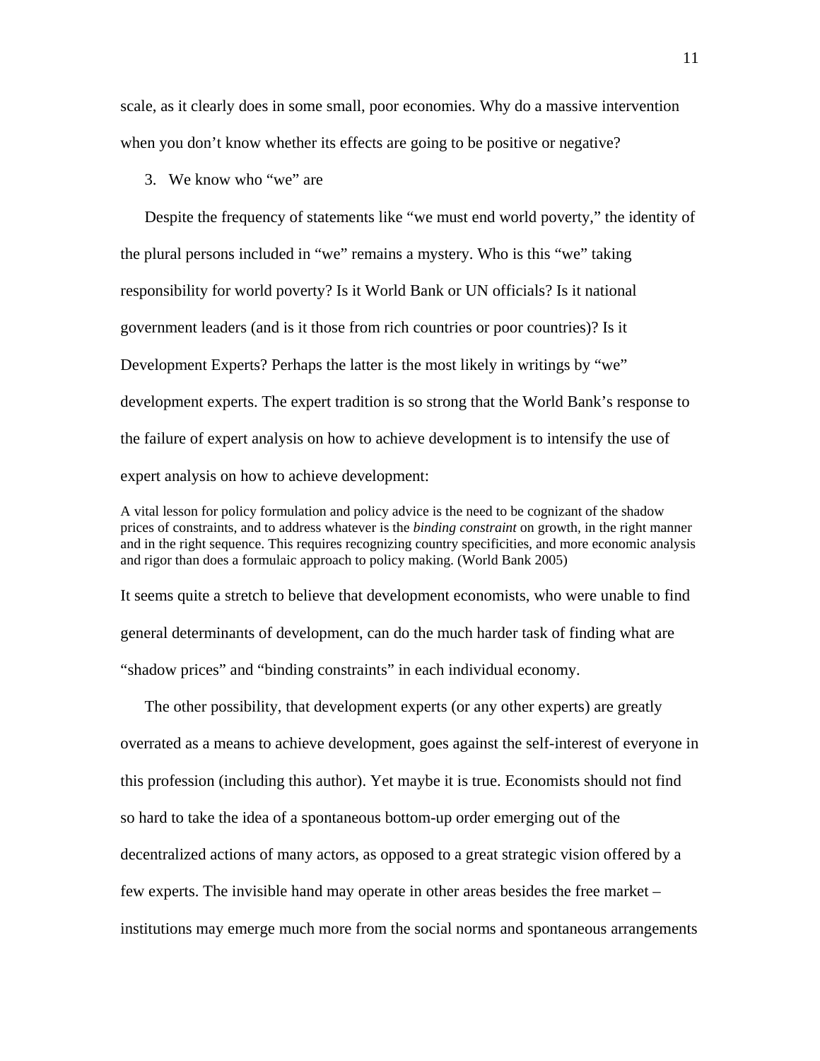scale, as it clearly does in some small, poor economies. Why do a massive intervention when you don't know whether its effects are going to be positive or negative?

3. We know who "we" are

Despite the frequency of statements like "we must end world poverty," the identity of the plural persons included in "we" remains a mystery. Who is this "we" taking responsibility for world poverty? Is it World Bank or UN officials? Is it national government leaders (and is it those from rich countries or poor countries)? Is it Development Experts? Perhaps the latter is the most likely in writings by "we" development experts. The expert tradition is so strong that the World Bank's response to the failure of expert analysis on how to achieve development is to intensify the use of expert analysis on how to achieve development:

> A vital lesson for policy formulation and policy advice is the need to be cognizant of the shadow prices of constraints, and to address whatever is the *binding constraint* on growth, in the right manner and in the right sequence. This requires recognizing country specificities, and more economic analysis and rigor than does a formulaic approach to policy making. (World Bank 2005)

It seems quite a stretch to believe that development economists, who were unable to find general determinants of development, can do the much harder task of finding what are "shadow prices" and "binding constraints" in each individual economy.

The other possibility, that development experts (or any other experts) are greatly overrated as a means to achieve development, goes against the self-interest of everyone in this profession (including this author). Yet maybe it is true. Economists should not find so hard to take the idea of a spontaneous bottom-up order emerging out of the decentralized actions of many actors, as opposed to a great strategic vision offered by a few experts. The invisible hand may operate in other areas besides the free market – institutions may emerge much more from the social norms and spontaneous arrangements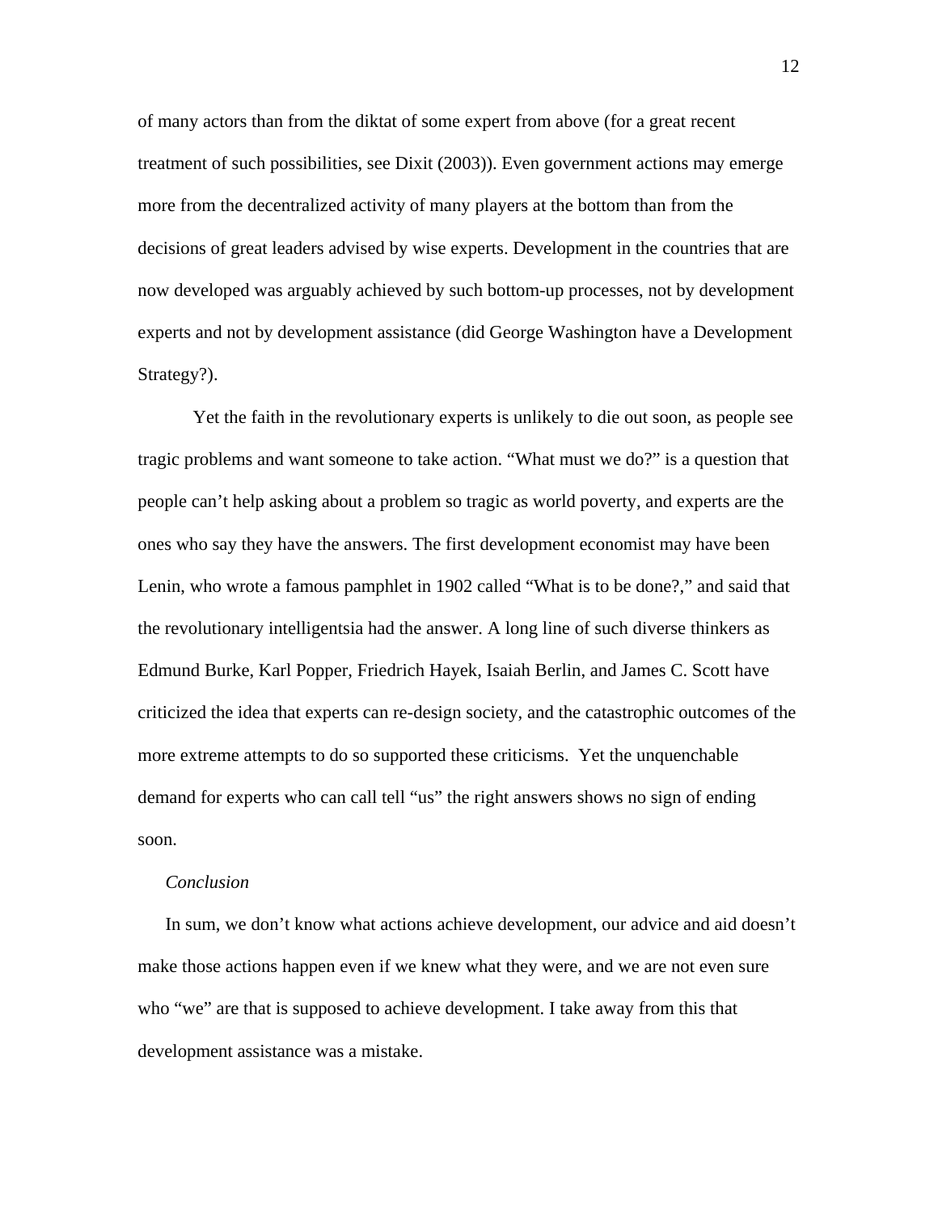of many actors than from the diktat of some expert from above (for a great recent treatment of such possibilities, see Dixit (2003)). Even government actions may emerge more from the decentralized activity of many players at the bottom than from the decisions of great leaders advised by wise experts. Development in the countries that are now developed was arguably achieved by such bottom-up processes, not by development experts and not by development assistance (did George Washington have a Development Strategy?).

Yet the faith in the revolutionary experts is unlikely to die out soon, as people see tragic problems and want someone to take action. "What must we do?" is a question that people can't help asking about a problem so tragic as world poverty, and experts are the ones who say they have the answers. The first development economist may have been Lenin, who wrote a famous pamphlet in 1902 called "What is to be done?," and said that the revolutionary intelligentsia had the answer. A long line of such diverse thinkers as Edmund Burke, Karl Popper, Friedrich Hayek, Isaiah Berlin, and James C. Scott have criticized the idea that experts can re-design society, and the catastrophic outcomes of the more extreme attempts to do so supported these criticisms. Yet the unquenchable demand for experts who can call tell "us" the right answers shows no sign of ending soon.

*Conclusion*

In sum, we don't know what actions achieve development, our advice and aid doesn't make those actions happen even if we knew what they were, and we are not even sure who "we" are that is supposed to achieve development. I take away from this that development assistance was a mistake.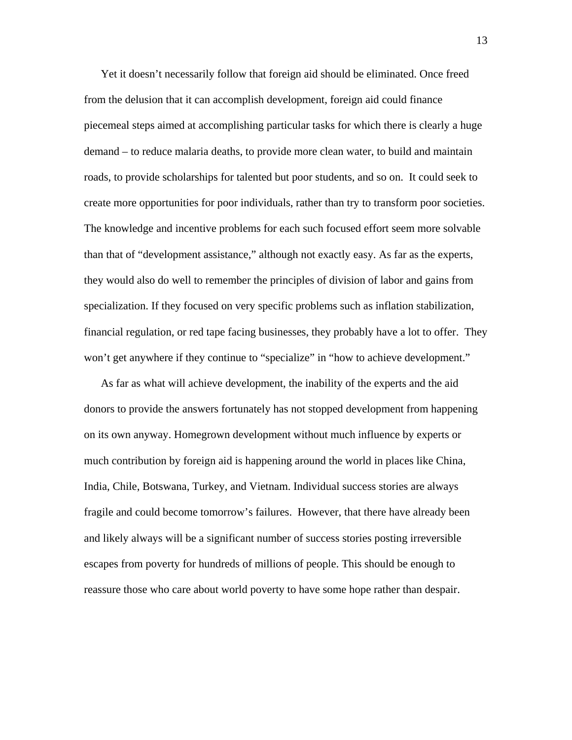Yet it doesn't necessarily follow that foreign aid should be eliminated. Once freed from the delusion that it can accomplish development, foreign aid could finance piecemeal steps aimed at accomplishing particular tasks for which there is clearly a huge demand – to reduce malaria deaths, to provide more clean water, to build and maintain roads, to provide scholarships for talented but poor students, and so on. It could seek to create more opportunities for poor individuals, rather than try to transform poor societies. The knowledge and incentive problems for each such focused effort seem more solvable than that of "development assistance," although not exactly easy. As far as the experts, they would also do well to remember the principles of division of labor and gains from specialization. If they focused on very specific problems such as inflation stabilization, financial regulation, or red tape facing businesses, they probably have a lot to offer. They won't get anywhere if they continue to "specialize" in "how to achieve development."

As far as what will achieve development, the inability of the experts and the aid donors to provide the answers fortunately has not stopped development from happening on its own anyway. Homegrown development without much influence by experts or much contribution by foreign aid is happening around the world in places like China, India, Chile, Botswana, Turkey, and Vietnam. Individual success stories are always fragile and could become tomorrow's failures. However, that there have already been and likely always will be a significant number of success stories posting irreversible escapes from poverty for hundreds of millions of people. This should be enough to reassure those who care about world poverty to have some hope rather than despair.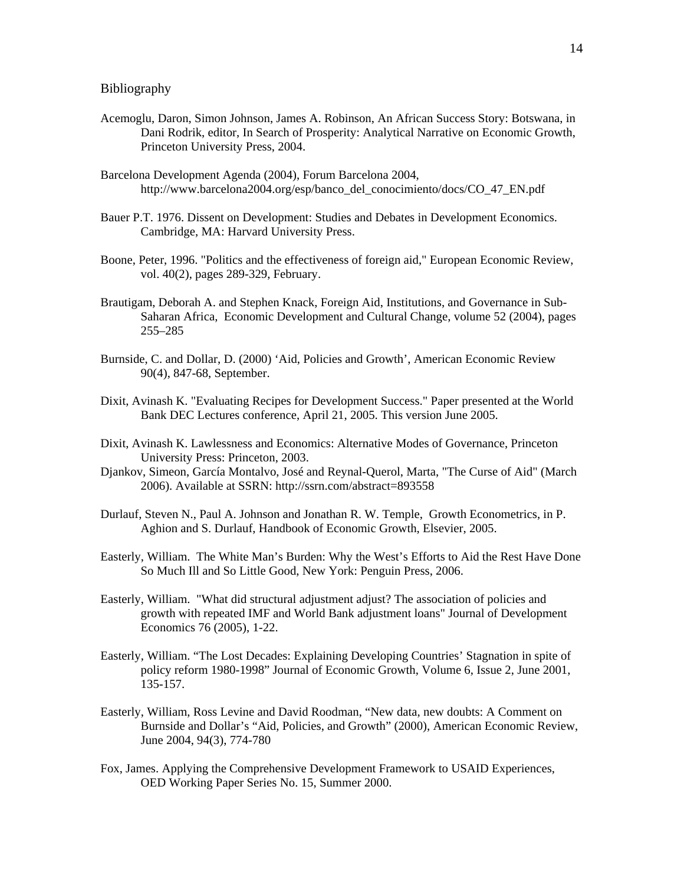## Bibliography

Acemoglu, Daron, Simon Johnson, James A. Robinson, An African Success Story: Botswana, in Dani Rodrik, editor, In Search of Prosperity: Analytical Narrative on Economic Growth, Princeton University Press, 2004.

Barcelona Development Agenda (2004), Forum Barcelona 2004, http://www.barcelona2004.org/esp/banco_del_conocimiento/docs/CO_47_EN.pdf

Bauer P.T. 1976. Dissent on Development: Studies and Debates in Development Economics. Cambridge, MA: Harvard University Press.

Boone, Peter, 1996. "Politics and the effectiveness of foreign aid," European Economic Review, vol. 40(2), pages 289-329, February.

Brautigam, Deborah A. and Stephen Knack, Foreign Aid, Institutions, and Governance in Sub-Saharan Africa, Economic Development and Cultural Change, volume 52 (2004), pages 255–285

Burnside, C. and Dollar, D. (2000) 'Aid, Policies and Growth', American Economic Review 90(4), 847-68, September.

Dixit, Avinash K. "Evaluating Recipes for Development Success." Paper presented at the World Bank DEC Lectures conference, April 21, 2005. This version June 2005.

Dixit, Avinash K. Lawlessness and Economics: Alternative Modes of Governance, Princeton University Press: Princeton, 2003.

Djankov, Simeon, García Montalvo, José and Reynal-Querol, Marta, "The Curse of Aid" (March 2006). Available at SSRN: http://ssrn.com/abstract=893558

Durlauf, Steven N., Paul A. Johnson and Jonathan R. W. Temple, Growth Econometrics, in P. Aghion and S. Durlauf, Handbook of Economic Growth, Elsevier, 2005.

Easterly, William. The White Man's Burden: Why the West's Efforts to Aid the Rest Have Done So Much Ill and So Little Good, New York: Penguin Press, 2006.

Easterly, William. "What did structural adjustment adjust? The association of policies and growth with repeated IMF and World Bank adjustment loans" Journal of Development Economics 76 (2005), 1-22.

Easterly, William. "The Lost Decades: Explaining Developing Countries' Stagnation in spite of policy reform 1980-1998" Journal of Economic Growth, Volume 6, Issue 2, June 2001, 135-157.

Easterly, William, Ross Levine and David Roodman, "New data, new doubts: A Comment on Burnside and Dollar's "Aid, Policies, and Growth" (2000), American Economic Review, June 2004, 94(3), 774-780

Fox, James. Applying the Comprehensive Development Framework to USAID Experiences, OED Working Paper Series No. 15, Summer 2000.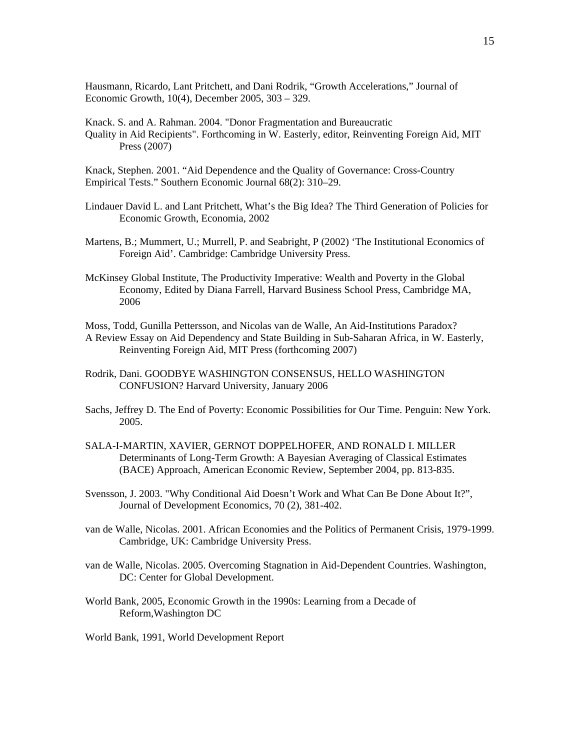Hausmann, Ricardo, Lant Pritchett, and Dani Rodrik, "Growth Accelerations," Journal of Economic Growth, 10(4), December 2005, 303 – 329.

Knack. S. and A. Rahman. 2004. "Donor Fragmentation and Bureaucratic Quality in Aid Recipients". Forthcoming in W. Easterly, editor, Reinventing Foreign Aid, MIT Press (2007)

Knack, Stephen. 2001. "Aid Dependence and the Quality of Governance: Cross-Country Empirical Tests." Southern Economic Journal 68(2): 310–29.

Lindauer David L. and Lant Pritchett, What's the Big Idea? The Third Generation of Policies for Economic Growth, Economia, 2002

Martens, B.; Mummert, U.; Murrell, P. and Seabright, P (2002) 'The Institutional Economics of Foreign Aid'. Cambridge: Cambridge University Press.

McKinsey Global Institute, The Productivity Imperative: Wealth and Poverty in the Global Economy, Edited by Diana Farrell, Harvard Business School Press, Cambridge MA, 2006

Moss, Todd, Gunilla Pettersson, and Nicolas van de Walle, An Aid-Institutions Paradox? A Review Essay on Aid Dependency and State Building in Sub-Saharan Africa, in W. Easterly, Reinventing Foreign Aid, MIT Press (forthcoming 2007)

Rodrik, Dani. GOODBYE WASHINGTON CONSENSUS, HELLO WASHINGTON CONFUSION? Harvard University, January 2006

Sachs, Jeffrey D. The End of Poverty: Economic Possibilities for Our Time. Penguin: New York. 2005.

SALA-I-MARTIN, XAVIER, GERNOT DOPPELHOFER, AND RONALD I. MILLER Determinants of Long-Term Growth: A Bayesian Averaging of Classical Estimates (BACE) Approach, American Economic Review, September 2004, pp. 813-835.

Svensson, J. 2003. "Why Conditional Aid Doesn't Work and What Can Be Done About It?", Journal of Development Economics, 70 (2), 381-402.

van de Walle, Nicolas. 2001. African Economies and the Politics of Permanent Crisis, 1979-1999. Cambridge, UK: Cambridge University Press.

van de Walle, Nicolas. 2005. Overcoming Stagnation in Aid-Dependent Countries. Washington, DC: Center for Global Development.

World Bank, 2005, Economic Growth in the 1990s: Learning from a Decade of Reform,Washington DC

World Bank, 1991, World Development Report